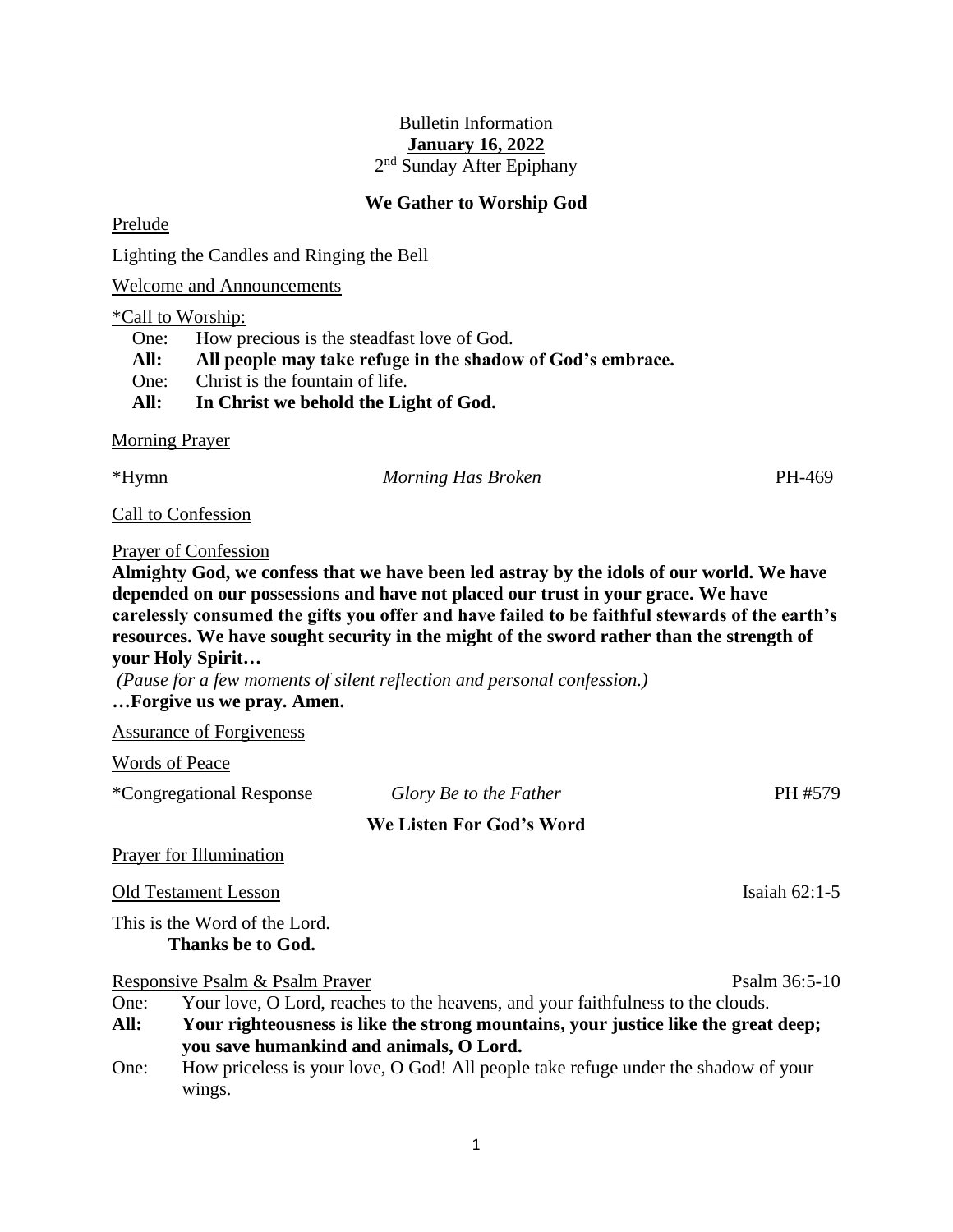Bulletin Information

**January 16, 2022**

2nd Sunday After Epiphany

## We Gather to Worship God

Prelude

Lighting the Candles and Ringing the Bell

Welcome and Announcements

*Call to Worship:

One: How precious is the steadfast love of God.

**All: All people may take refuge in the shadow of God's embrace.**

One: Christ is the fountain of life.

**All: In Christ we behold the Light of God.**

Morning Prayer

*Hymn *Morning Has Broken* PH-469

Call to Confession

Prayer of Confession

**Almighty God, we confess that we have been led astray by the idols of our world. We have depended on our possessions and have not placed our trust in your grace. We have carelessly consumed the gifts you offer and have failed to be faithful stewards of the earth's resources. We have sought security in the might of the sword rather than the strength of your Holy Spirit…**

*(Pause for a few moments of silent reflection and personal confession.)*

**…Forgive us we pray. Amen.**

Assurance of Forgiveness

Words of Peace

*Congregational Response *Glory Be to the Father* PH #579

## We Listen For God's Word

Prayer for Illumination

Old Testament Lesson Isaiah 62:1-5

This is the Word of the Lord.

**Thanks be to God.**

Responsive Psalm & Psalm Prayer Psalm 36:5-10

One: Your love, O Lord, reaches to the heavens, and your faithfulness to the clouds.

**All: Your righteousness is like the strong mountains, your justice like the great deep; you save humankind and animals, O Lord.**

One: How priceless is your love, O God! All people take refuge under the shadow of your wings.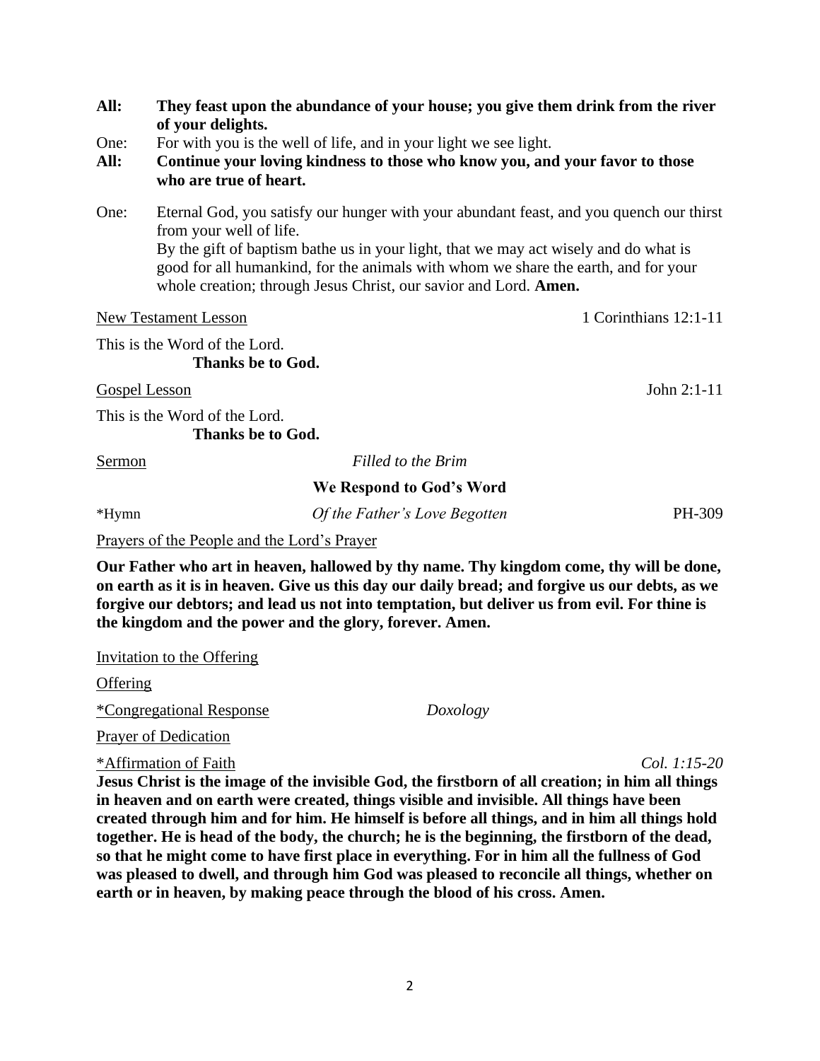**All:** **They feast upon the abundance of your house; you give them drink from the river of your delights.**

One: For with you is the well of life, and in your light we see light.

**All:** **Continue your loving kindness to those who know you, and your favor to those who are true of heart.**

One: Eternal God, you satisfy our hunger with your abundant feast, and you quench our thirst from your well of life.
By the gift of baptism bathe us in your light, that we may act wisely and do what is good for all humankind, for the animals with whom we share the earth, and for your whole creation; through Jesus Christ, our savior and Lord. **Amen.**

New Testament Lesson — 1 Corinthians 12:1-11

This is the Word of the Lord.
**Thanks be to God.**

Gospel Lesson — John 2:1-11

This is the Word of the Lord.
**Thanks be to God.**

Sermon — *Filled to the Brim*

**We Respond to God's Word**

*Hymn — *Of the Father's Love Begotten* — PH-309

Prayers of the People and the Lord's Prayer

**Our Father who art in heaven, hallowed by thy name. Thy kingdom come, thy will be done, on earth as it is in heaven. Give us this day our daily bread; and forgive us our debts, as we forgive our debtors; and lead us not into temptation, but deliver us from evil. For thine is the kingdom and the power and the glory, forever. Amen.**

Invitation to the Offering

Offering

*Congregational Response — *Doxology*

Prayer of Dedication

*Affirmation of Faith — *Col. 1:15-20*

**Jesus Christ is the image of the invisible God, the firstborn of all creation; in him all things in heaven and on earth were created, things visible and invisible. All things have been created through him and for him. He himself is before all things, and in him all things hold together. He is head of the body, the church; he is the beginning, the firstborn of the dead, so that he might come to have first place in everything. For in him all the fullness of God was pleased to dwell, and through him God was pleased to reconcile all things, whether on earth or in heaven, by making peace through the blood of his cross. Amen.**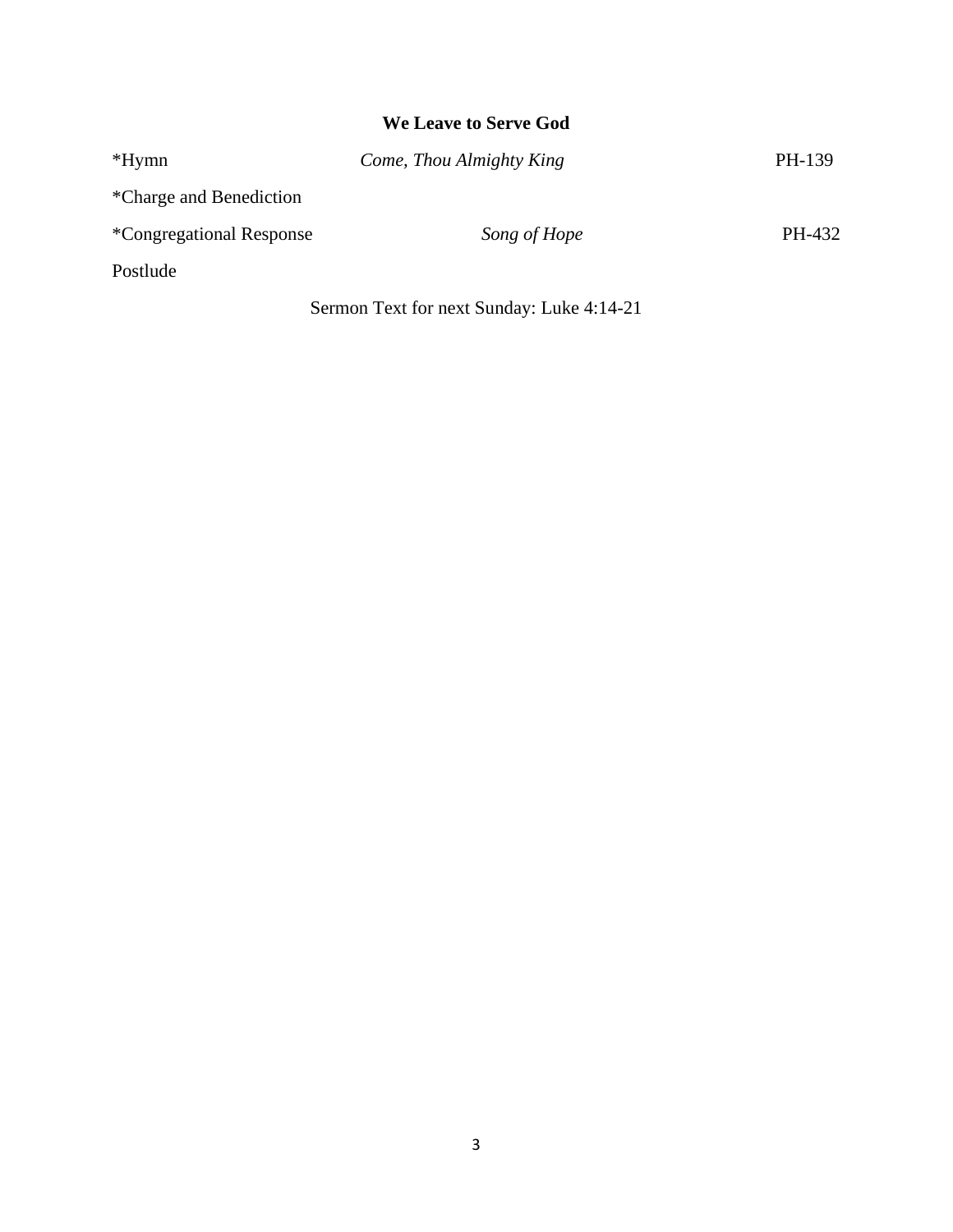## We Leave to Serve God

| | | |
|---|---|---|
| *Hymn | *Come, Thou Almighty King* | PH-139 |
| *Charge and Benediction | | |
| *Congregational Response | *Song of Hope* | PH-432 |
| Postlude | | |

Sermon Text for next Sunday: Luke 4:14-21